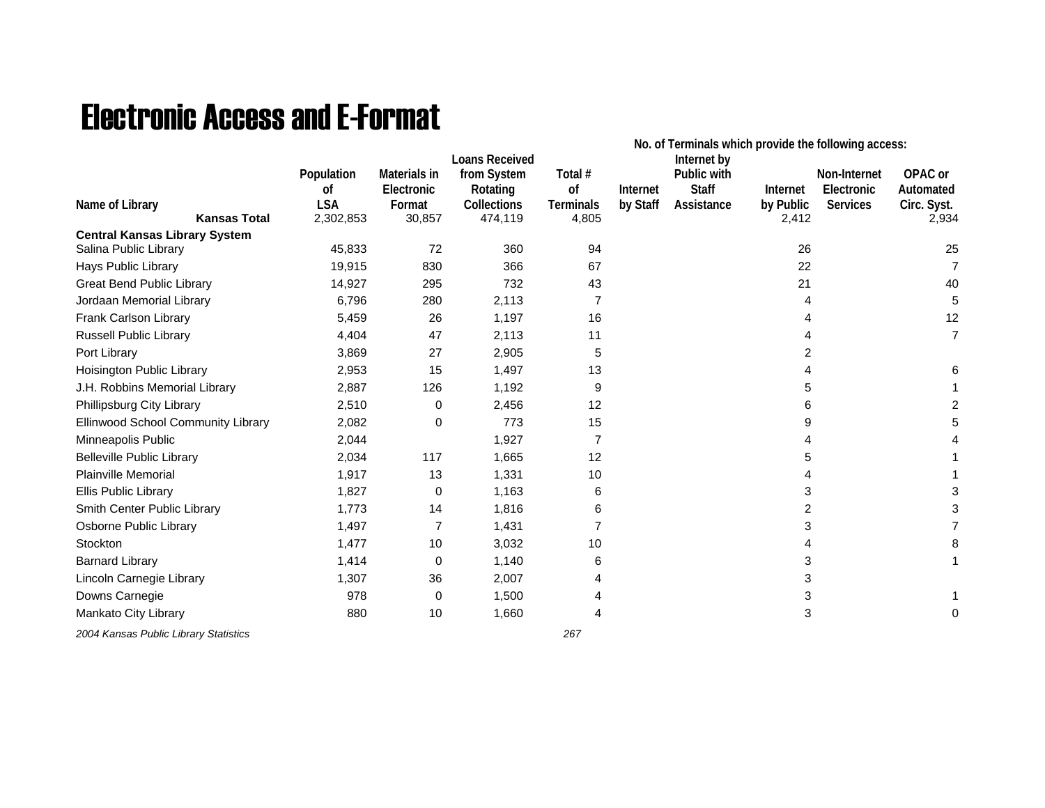# Electronic Access and E-Format

| Name of Library | Population of LSA | Materials in Electronic Format | Loans Received from System Rotating Collections | Total # of Terminals | No. of Terminals which provide the following access: Internet by Staff | Internet by Public with Staff Assistance | Internet by Public | Non-Internet Electronic Services | OPAC or Automated Circ. Syst. |
|---|---|---|---|---|---|---|---|---|---|
| **Kansas Total** | 2,302,853 | 30,857 | 474,119 | 4,805 | | | 2,412 | | 2,934 |
| **Central Kansas Library System** | | | | | | | | | |
| Salina Public Library | 45,833 | 72 | 360 | 94 | | | 26 | | 25 |
| Hays Public Library | 19,915 | 830 | 366 | 67 | | | 22 | | 7 |
| Great Bend Public Library | 14,927 | 295 | 732 | 43 | | | 21 | | 40 |
| Jordaan Memorial Library | 6,796 | 280 | 2,113 | 7 | | | 4 | | 5 |
| Frank Carlson Library | 5,459 | 26 | 1,197 | 16 | | | 4 | | 12 |
| Russell Public Library | 4,404 | 47 | 2,113 | 11 | | | 4 | | 7 |
| Port Library | 3,869 | 27 | 2,905 | 5 | | | 2 | | |
| Hoisington Public Library | 2,953 | 15 | 1,497 | 13 | | | 4 | | 6 |
| J.H. Robbins Memorial Library | 2,887 | 126 | 1,192 | 9 | | | 5 | | 1 |
| Phillipsburg City Library | 2,510 | 0 | 2,456 | 12 | | | 6 | | 2 |
| Ellinwood School Community Library | 2,082 | 0 | 773 | 15 | | | 9 | | 5 |
| Minneapolis Public | 2,044 | | 1,927 | 7 | | | 4 | | 4 |
| Belleville Public Library | 2,034 | 117 | 1,665 | 12 | | | 5 | | 1 |
| Plainville Memorial | 1,917 | 13 | 1,331 | 10 | | | 4 | | 1 |
| Ellis Public Library | 1,827 | 0 | 1,163 | 6 | | | 3 | | 3 |
| Smith Center Public Library | 1,773 | 14 | 1,816 | 6 | | | 2 | | 3 |
| Osborne Public Library | 1,497 | 7 | 1,431 | 7 | | | 3 | | 7 |
| Stockton | 1,477 | 10 | 3,032 | 10 | | | 4 | | 8 |
| Barnard Library | 1,414 | 0 | 1,140 | 6 | | | 3 | | 1 |
| Lincoln Carnegie Library | 1,307 | 36 | 2,007 | 4 | | | 3 | | |
| Downs Carnegie | 978 | 0 | 1,500 | 4 | | | 3 | | 1 |
| Mankato City Library | 880 | 10 | 1,660 | 4 | | | 3 | | 0 |

*2004 Kansas Public Library Statistics*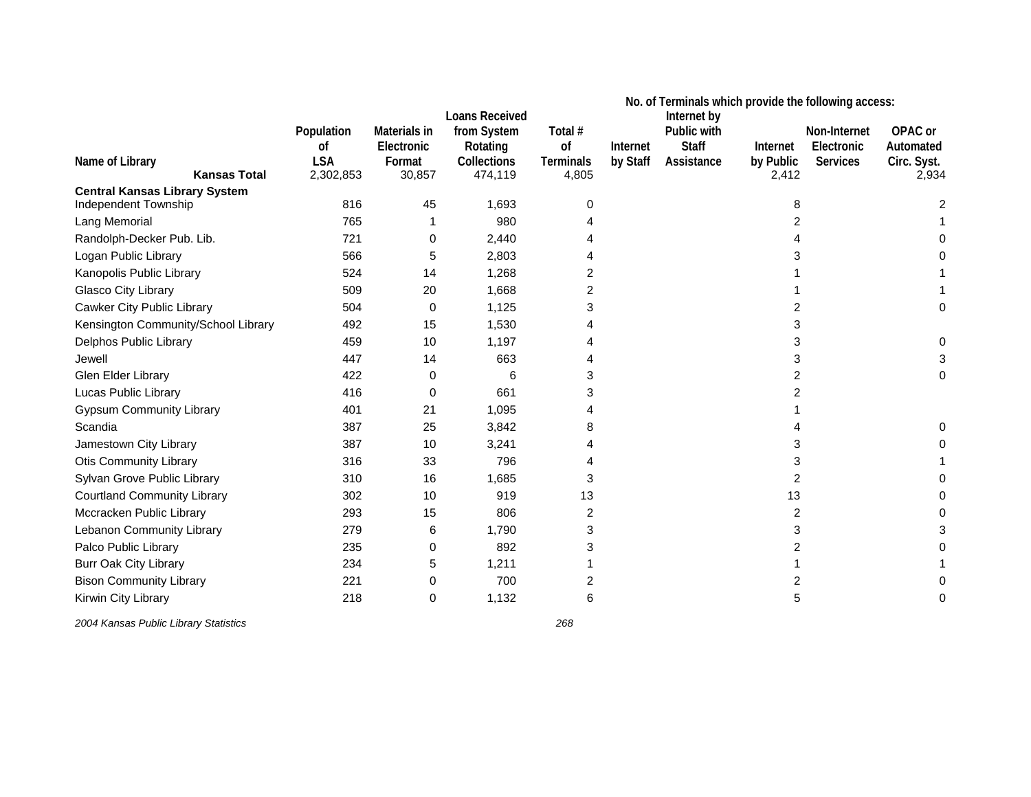| Name of Library | Population of LSA | Materials in Electronic Format | Loans Received from System Rotating Collections | Total # of Terminals | No. of Terminals which provide the following access: Internet by Staff | Internet by Public with Staff Assistance | Internet by Public | Non-Internet Electronic Services | OPAC or Automated Circ. Syst. |
|---|---|---|---|---|---|---|---|---|---|
| **Kansas Total** | 2,302,853 | 30,857 | 474,119 | 4,805 | | | 2,412 | | 2,934 |
| **Central Kansas Library System** | | | | | | | | | |
| Independent Township | 816 | 45 | 1,693 | 0 | | | 8 | | 2 |
| Lang Memorial | 765 | 1 | 980 | 4 | | | 2 | | 1 |
| Randolph-Decker Pub. Lib. | 721 | 0 | 2,440 | 4 | | | 4 | | 0 |
| Logan Public Library | 566 | 5 | 2,803 | 4 | | | 3 | | 0 |
| Kanopolis Public Library | 524 | 14 | 1,268 | 2 | | | 1 | | 1 |
| Glasco City Library | 509 | 20 | 1,668 | 2 | | | 1 | | 1 |
| Cawker City Public Library | 504 | 0 | 1,125 | 3 | | | 2 | | 0 |
| Kensington Community/School Library | 492 | 15 | 1,530 | 4 | | | 3 | | |
| Delphos Public Library | 459 | 10 | 1,197 | 4 | | | 3 | | 0 |
| Jewell | 447 | 14 | 663 | 4 | | | 3 | | 3 |
| Glen Elder Library | 422 | 0 | 6 | 3 | | | 2 | | 0 |
| Lucas Public Library | 416 | 0 | 661 | 3 | | | 2 | | |
| Gypsum Community Library | 401 | 21 | 1,095 | 4 | | | 1 | | |
| Scandia | 387 | 25 | 3,842 | 8 | | | 4 | | 0 |
| Jamestown City Library | 387 | 10 | 3,241 | 4 | | | 3 | | 0 |
| Otis Community Library | 316 | 33 | 796 | 4 | | | 3 | | 1 |
| Sylvan Grove Public Library | 310 | 16 | 1,685 | 3 | | | 2 | | 0 |
| Courtland Community Library | 302 | 10 | 919 | 13 | | | 13 | | 0 |
| Mccracken Public Library | 293 | 15 | 806 | 2 | | | 2 | | 0 |
| Lebanon Community Library | 279 | 6 | 1,790 | 3 | | | 3 | | 3 |
| Palco Public Library | 235 | 0 | 892 | 3 | | | 2 | | 0 |
| Burr Oak City Library | 234 | 5 | 1,211 | 1 | | | 1 | | 1 |
| Bison Community Library | 221 | 0 | 700 | 2 | | | 2 | | 0 |
| Kirwin City Library | 218 | 0 | 1,132 | 6 | | | 5 | | 0 |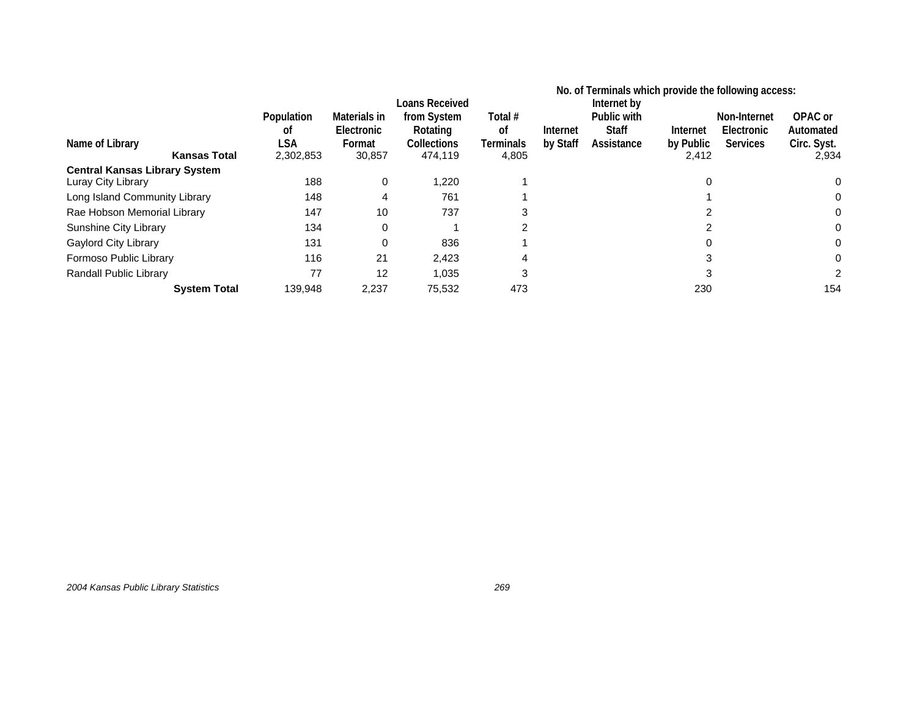| Name of Library | Population of LSA | Materials in Electronic Format | Loans Received from System Rotating Collections | Total # of Terminals | No. of Terminals which provide the following access: Internet by Staff | Internet by Public with Staff Assistance | Internet by Public | Non-Internet Electronic Services | OPAC or Automated Circ. Syst. |
|---|---|---|---|---|---|---|---|---|---|
| **Kansas Total** | 2,302,853 | 30,857 | 474,119 | 4,805 | | | 2,412 | | 2,934 |
| **Central Kansas Library System** | | | | | | | | | |
| Luray City Library | 188 | 0 | 1,220 | 1 | | | 0 | | 0 |
| Long Island Community Library | 148 | 4 | 761 | 1 | | | 1 | | 0 |
| Rae Hobson Memorial Library | 147 | 10 | 737 | 3 | | | 2 | | 0 |
| Sunshine City Library | 134 | 0 | 1 | 2 | | | 2 | | 0 |
| Gaylord City Library | 131 | 0 | 836 | 1 | | | 0 | | 0 |
| Formoso Public Library | 116 | 21 | 2,423 | 4 | | | 3 | | 0 |
| Randall Public Library | 77 | 12 | 1,035 | 3 | | | 3 | | 2 |
| **System Total** | 139,948 | 2,237 | 75,532 | 473 | | | 230 | | 154 |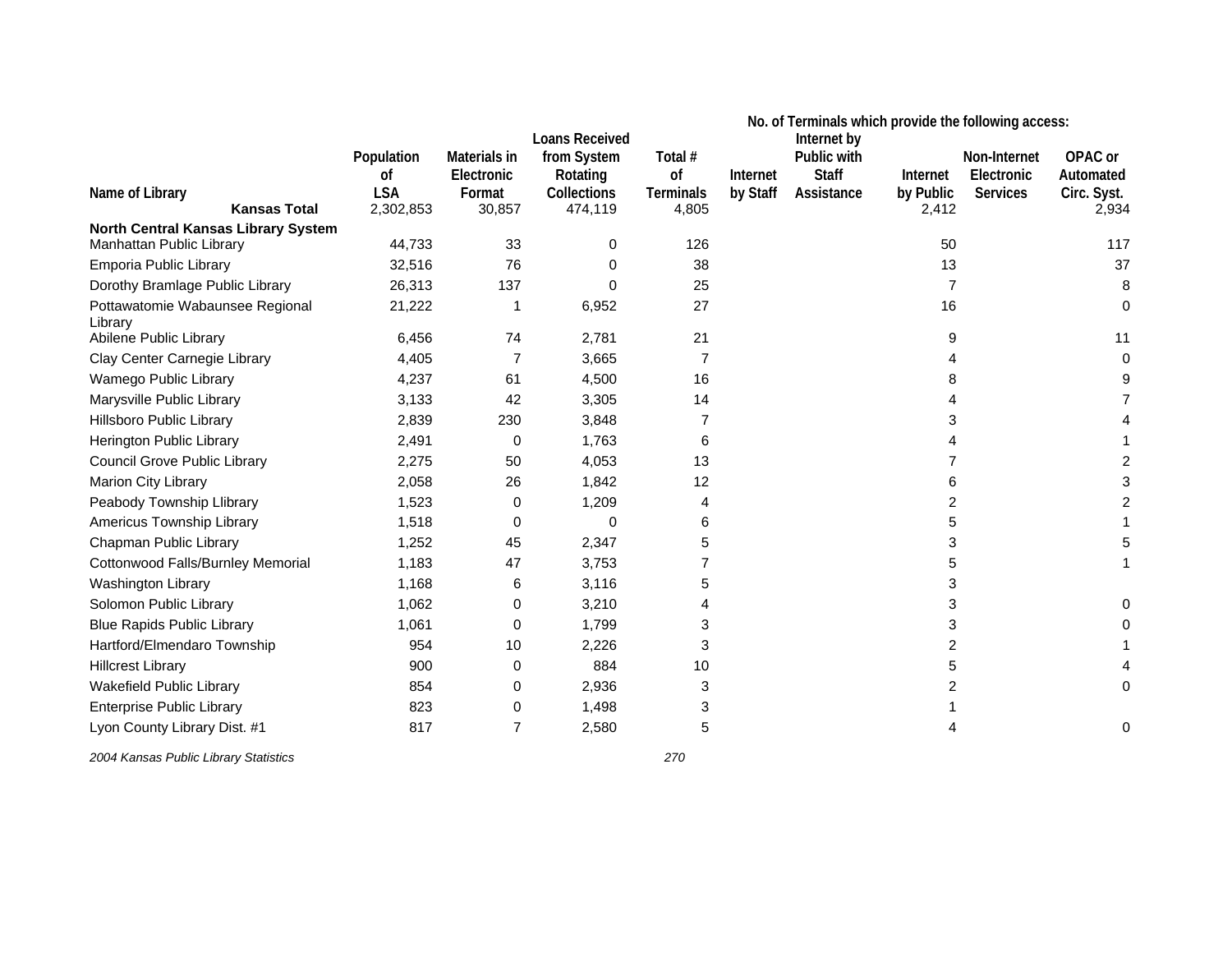| Name of Library | Population of LSA | Materials in Electronic Format | Loans Received from System Rotating Collections | Total # of Terminals | No. of Terminals which provide the following access: Internet by Staff | Internet by Public with Staff Assistance | Internet by Public | Non-Internet Electronic Services | OPAC or Automated Circ. Syst. |
|---|---|---|---|---|---|---|---|---|---|
| **Kansas Total** | 2,302,853 | 30,857 | 474,119 | 4,805 | | | 2,412 | | 2,934 |
| **North Central Kansas Library System** | | | | | | | | | |
| Manhattan Public Library | 44,733 | 33 | 0 | 126 | | | 50 | | 117 |
| Emporia Public Library | 32,516 | 76 | 0 | 38 | | | 13 | | 37 |
| Dorothy Bramlage Public Library | 26,313 | 137 | 0 | 25 | | | 7 | | 8 |
| Pottawatomie Wabaunsee Regional Library | 21,222 | 1 | 6,952 | 27 | | | 16 | | 0 |
| Abilene Public Library | 6,456 | 74 | 2,781 | 21 | | | 9 | | 11 |
| Clay Center Carnegie Library | 4,405 | 7 | 3,665 | 7 | | | 4 | | 0 |
| Wamego Public Library | 4,237 | 61 | 4,500 | 16 | | | 8 | | 9 |
| Marysville Public Library | 3,133 | 42 | 3,305 | 14 | | | 4 | | 7 |
| Hillsboro Public Library | 2,839 | 230 | 3,848 | 7 | | | 3 | | 4 |
| Herington Public Library | 2,491 | 0 | 1,763 | 6 | | | 4 | | 1 |
| Council Grove Public Library | 2,275 | 50 | 4,053 | 13 | | | 7 | | 2 |
| Marion City Library | 2,058 | 26 | 1,842 | 12 | | | 6 | | 3 |
| Peabody Township Llibrary | 1,523 | 0 | 1,209 | 4 | | | 2 | | 2 |
| Americus Township Library | 1,518 | 0 | 0 | 6 | | | 5 | | 1 |
| Chapman Public Library | 1,252 | 45 | 2,347 | 5 | | | 3 | | 5 |
| Cottonwood Falls/Burnley Memorial | 1,183 | 47 | 3,753 | 7 | | | 5 | | 1 |
| Washington Library | 1,168 | 6 | 3,116 | 5 | | | 3 | | |
| Solomon Public Library | 1,062 | 0 | 3,210 | 4 | | | 3 | | 0 |
| Blue Rapids Public Library | 1,061 | 0 | 1,799 | 3 | | | 3 | | 0 |
| Hartford/Elmendaro Township | 954 | 10 | 2,226 | 3 | | | 2 | | 1 |
| Hillcrest Library | 900 | 0 | 884 | 10 | | | 5 | | 4 |
| Wakefield Public Library | 854 | 0 | 2,936 | 3 | | | 2 | | 0 |
| Enterprise Public Library | 823 | 0 | 1,498 | 3 | | | 1 | | |
| Lyon County Library Dist. #1 | 817 | 7 | 2,580 | 5 | | | 4 | | 0 |

*2004 Kansas Public Library Statistics*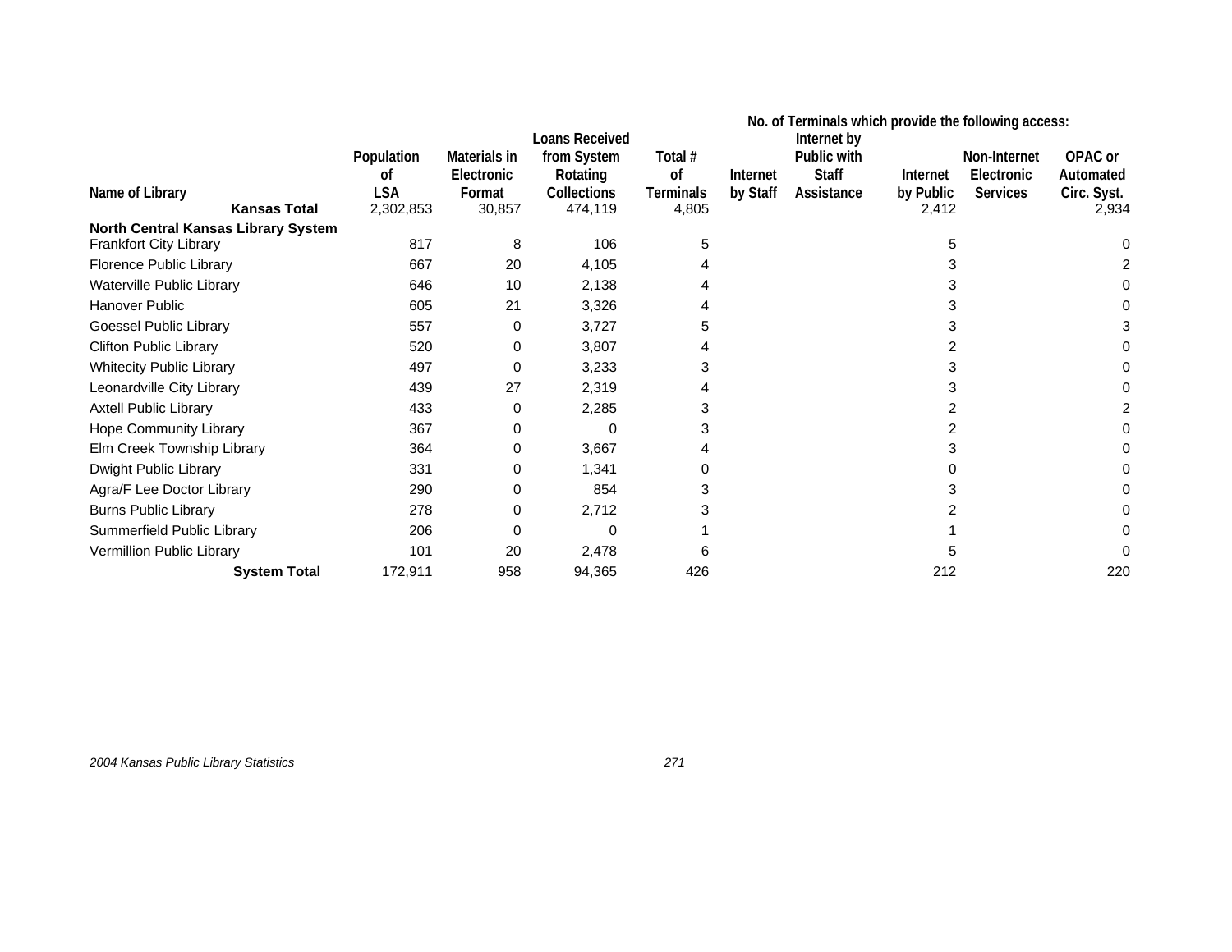| Name of Library | Population of LSA | Materials in Electronic Format | Loans Received from System Rotating Collections | Total # of Terminals | No. of Terminals which provide the following access: Internet by Staff | Internet by Public with Staff Assistance | Internet by Public | Non-Internet Electronic Services | OPAC or Automated Circ. Syst. |
|---|---|---|---|---|---|---|---|---|---|
| **Kansas Total** | 2,302,853 | 30,857 | 474,119 | 4,805 | | | 2,412 | | 2,934 |
| **North Central Kansas Library System** | | | | | | | | | |
| Frankfort City Library | 817 | 8 | 106 | 5 | | | 5 | | 0 |
| Florence Public Library | 667 | 20 | 4,105 | 4 | | | 3 | | 2 |
| Waterville Public Library | 646 | 10 | 2,138 | 4 | | | 3 | | 0 |
| Hanover Public | 605 | 21 | 3,326 | 4 | | | 3 | | 0 |
| Goessel Public Library | 557 | 0 | 3,727 | 5 | | | 3 | | 3 |
| Clifton Public Library | 520 | 0 | 3,807 | 4 | | | 2 | | 0 |
| Whitecity Public Library | 497 | 0 | 3,233 | 3 | | | 3 | | 0 |
| Leonardville City Library | 439 | 27 | 2,319 | 4 | | | 3 | | 0 |
| Axtell Public Library | 433 | 0 | 2,285 | 3 | | | 2 | | 2 |
| Hope Community Library | 367 | 0 | 0 | 3 | | | 2 | | 0 |
| Elm Creek Township Library | 364 | 0 | 3,667 | 4 | | | 3 | | 0 |
| Dwight Public Library | 331 | 0 | 1,341 | 0 | | | 0 | | 0 |
| Agra/F Lee Doctor Library | 290 | 0 | 854 | 3 | | | 3 | | 0 |
| Burns Public Library | 278 | 0 | 2,712 | 3 | | | 2 | | 0 |
| Summerfield Public Library | 206 | 0 | 0 | 1 | | | 1 | | 0 |
| Vermillion Public Library | 101 | 20 | 2,478 | 6 | | | 5 | | 0 |
| **System Total** | 172,911 | 958 | 94,365 | 426 | | | 212 | | 220 |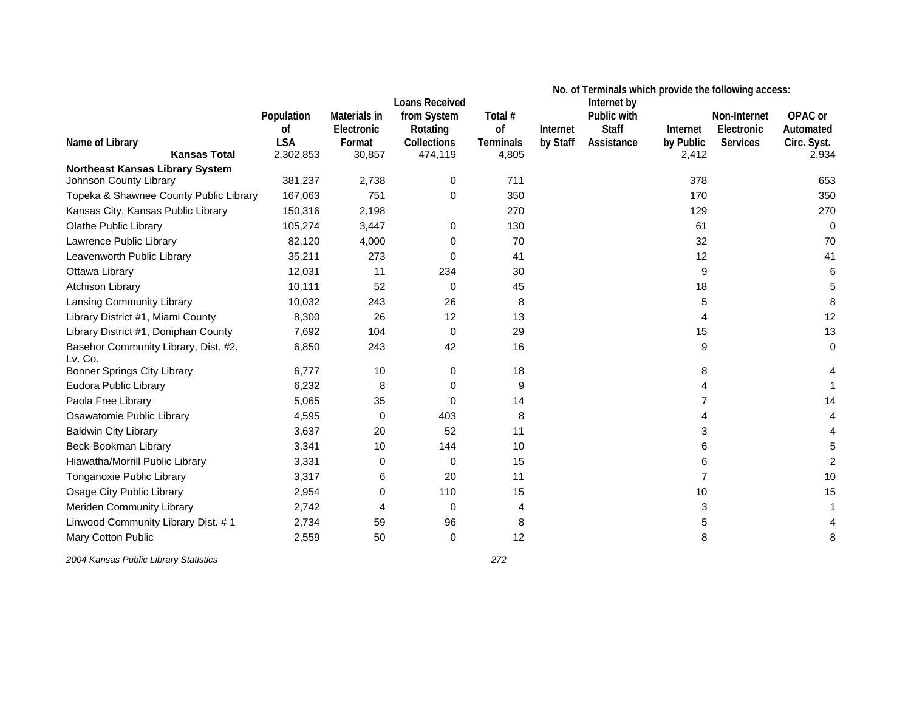| Name of Library | Population of LSA | Materials in Electronic Format | Loans Received from System Rotating Collections | Total # of Terminals | No. of Terminals which provide the following access: Internet by Staff | Internet by Public with Staff Assistance | Internet by Public | Non-Internet Electronic Services | OPAC or Automated Circ. Syst. |
|---|---|---|---|---|---|---|---|---|---|
| **Kansas Total** | 2,302,853 | 30,857 | 474,119 | 4,805 | | | 2,412 | | 2,934 |
| **Northeast Kansas Library System** | | | | | | | | | |
| Johnson County Library | 381,237 | 2,738 | 0 | 711 | | | 378 | | 653 |
| Topeka & Shawnee County Public Library | 167,063 | 751 | 0 | 350 | | | 170 | | 350 |
| Kansas City, Kansas Public Library | 150,316 | 2,198 | | 270 | | | 129 | | 270 |
| Olathe Public Library | 105,274 | 3,447 | 0 | 130 | | | 61 | | 0 |
| Lawrence Public Library | 82,120 | 4,000 | 0 | 70 | | | 32 | | 70 |
| Leavenworth Public Library | 35,211 | 273 | 0 | 41 | | | 12 | | 41 |
| Ottawa Library | 12,031 | 11 | 234 | 30 | | | 9 | | 6 |
| Atchison Library | 10,111 | 52 | 0 | 45 | | | 18 | | 5 |
| Lansing Community Library | 10,032 | 243 | 26 | 8 | | | 5 | | 8 |
| Library District #1, Miami County | 8,300 | 26 | 12 | 13 | | | 4 | | 12 |
| Library District #1, Doniphan County | 7,692 | 104 | 0 | 29 | | | 15 | | 13 |
| Basehor Community Library, Dist. #2, Lv. Co. | 6,850 | 243 | 42 | 16 | | | 9 | | 0 |
| Bonner Springs City Library | 6,777 | 10 | 0 | 18 | | | 8 | | 4 |
| Eudora Public Library | 6,232 | 8 | 0 | 9 | | | 4 | | 1 |
| Paola Free Library | 5,065 | 35 | 0 | 14 | | | 7 | | 14 |
| Osawatomie Public Library | 4,595 | 0 | 403 | 8 | | | 4 | | 4 |
| Baldwin City Library | 3,637 | 20 | 52 | 11 | | | 3 | | 4 |
| Beck-Bookman Library | 3,341 | 10 | 144 | 10 | | | 6 | | 5 |
| Hiawatha/Morrill Public Library | 3,331 | 0 | 0 | 15 | | | 6 | | 2 |
| Tonganoxie Public Library | 3,317 | 6 | 20 | 11 | | | 7 | | 10 |
| Osage City Public Library | 2,954 | 0 | 110 | 15 | | | 10 | | 15 |
| Meriden Community Library | 2,742 | 4 | 0 | 4 | | | 3 | | 1 |
| Linwood Community Library Dist. # 1 | 2,734 | 59 | 96 | 8 | | | 5 | | 4 |
| Mary Cotton Public | 2,559 | 50 | 0 | 12 | | | 8 | | 8 |

*2004 Kansas Public Library Statistics*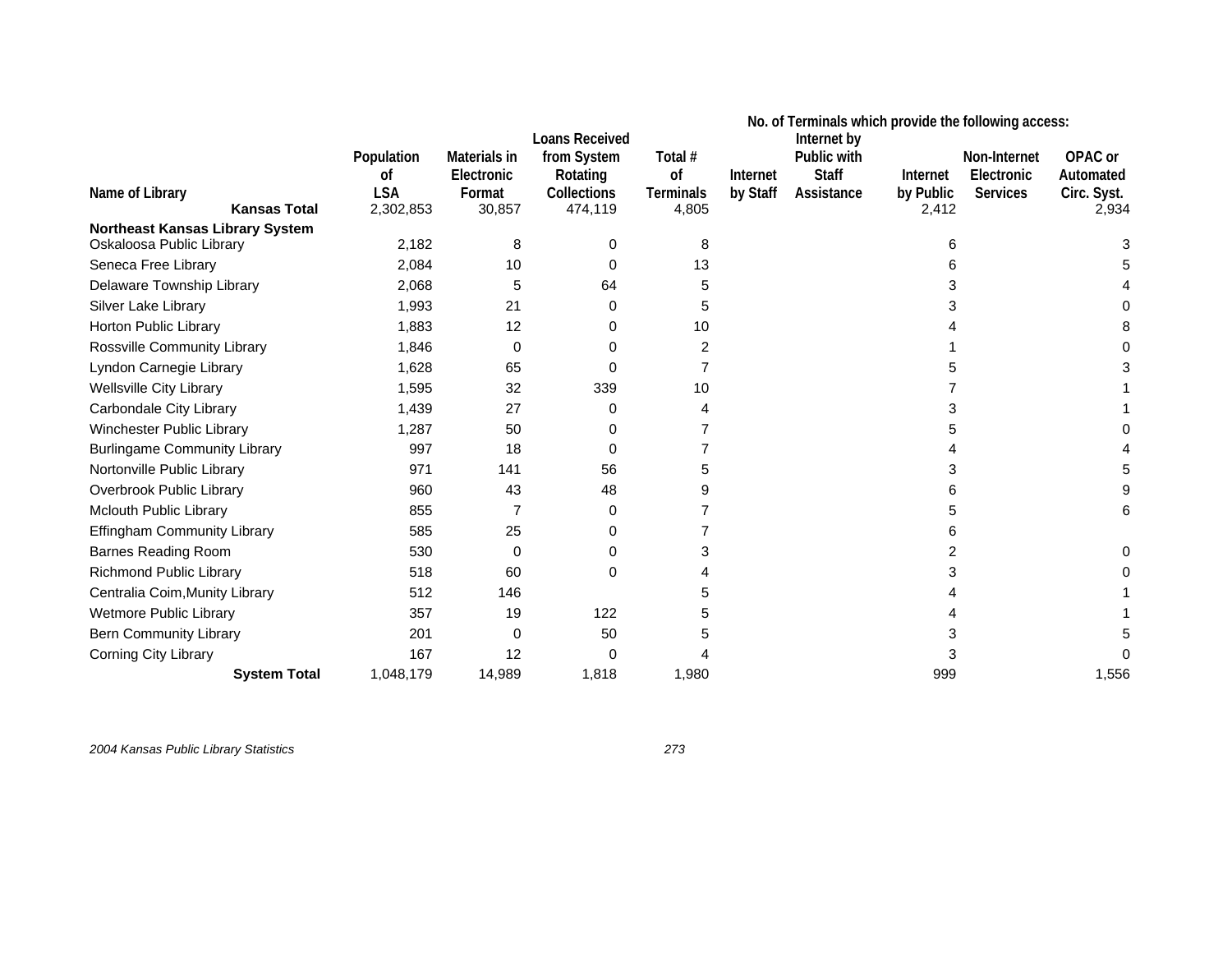| Name of Library | Population of LSA | Materials in Electronic Format | Loans Received from System Rotating Collections | Total # of Terminals | No. of Terminals which provide the following access: Internet by Staff | Internet by Public with Staff Assistance | Internet by Public | Non-Internet Electronic Services | OPAC or Automated Circ. Syst. |
|---|---|---|---|---|---|---|---|---|---|
| **Kansas Total** | 2,302,853 | 30,857 | 474,119 | 4,805 | | | 2,412 | | 2,934 |
| **Northeast Kansas Library System** | | | | | | | | | |
| Oskaloosa Public Library | 2,182 | 8 | 0 | 8 | | | 6 | | 3 |
| Seneca Free Library | 2,084 | 10 | 0 | 13 | | | 6 | | 5 |
| Delaware Township Library | 2,068 | 5 | 64 | 5 | | | 3 | | 4 |
| Silver Lake Library | 1,993 | 21 | 0 | 5 | | | 3 | | 0 |
| Horton Public Library | 1,883 | 12 | 0 | 10 | | | 4 | | 8 |
| Rossville Community Library | 1,846 | 0 | 0 | 2 | | | 1 | | 0 |
| Lyndon Carnegie Library | 1,628 | 65 | 0 | 7 | | | 5 | | 3 |
| Wellsville City Library | 1,595 | 32 | 339 | 10 | | | 7 | | 1 |
| Carbondale City Library | 1,439 | 27 | 0 | 4 | | | 3 | | 1 |
| Winchester Public Library | 1,287 | 50 | 0 | 7 | | | 5 | | 0 |
| Burlingame Community Library | 997 | 18 | 0 | 7 | | | 4 | | 4 |
| Nortonville Public Library | 971 | 141 | 56 | 5 | | | 3 | | 5 |
| Overbrook Public Library | 960 | 43 | 48 | 9 | | | 6 | | 9 |
| Mclouth Public Library | 855 | 7 | 0 | 7 | | | 5 | | 6 |
| Effingham Community Library | 585 | 25 | 0 | 7 | | | 6 | | |
| Barnes Reading Room | 530 | 0 | 0 | 3 | | | 2 | | 0 |
| Richmond Public Library | 518 | 60 | 0 | 4 | | | 3 | | 0 |
| Centralia Coim,Munity Library | 512 | 146 | | 5 | | | 4 | | 1 |
| Wetmore Public Library | 357 | 19 | 122 | 5 | | | 4 | | 1 |
| Bern Community Library | 201 | 0 | 50 | 5 | | | 3 | | 5 |
| Corning City Library | 167 | 12 | 0 | 4 | | | 3 | | 0 |
| **System Total** | 1,048,179 | 14,989 | 1,818 | 1,980 | | | 999 | | 1,556 |

*2004 Kansas Public Library Statistics*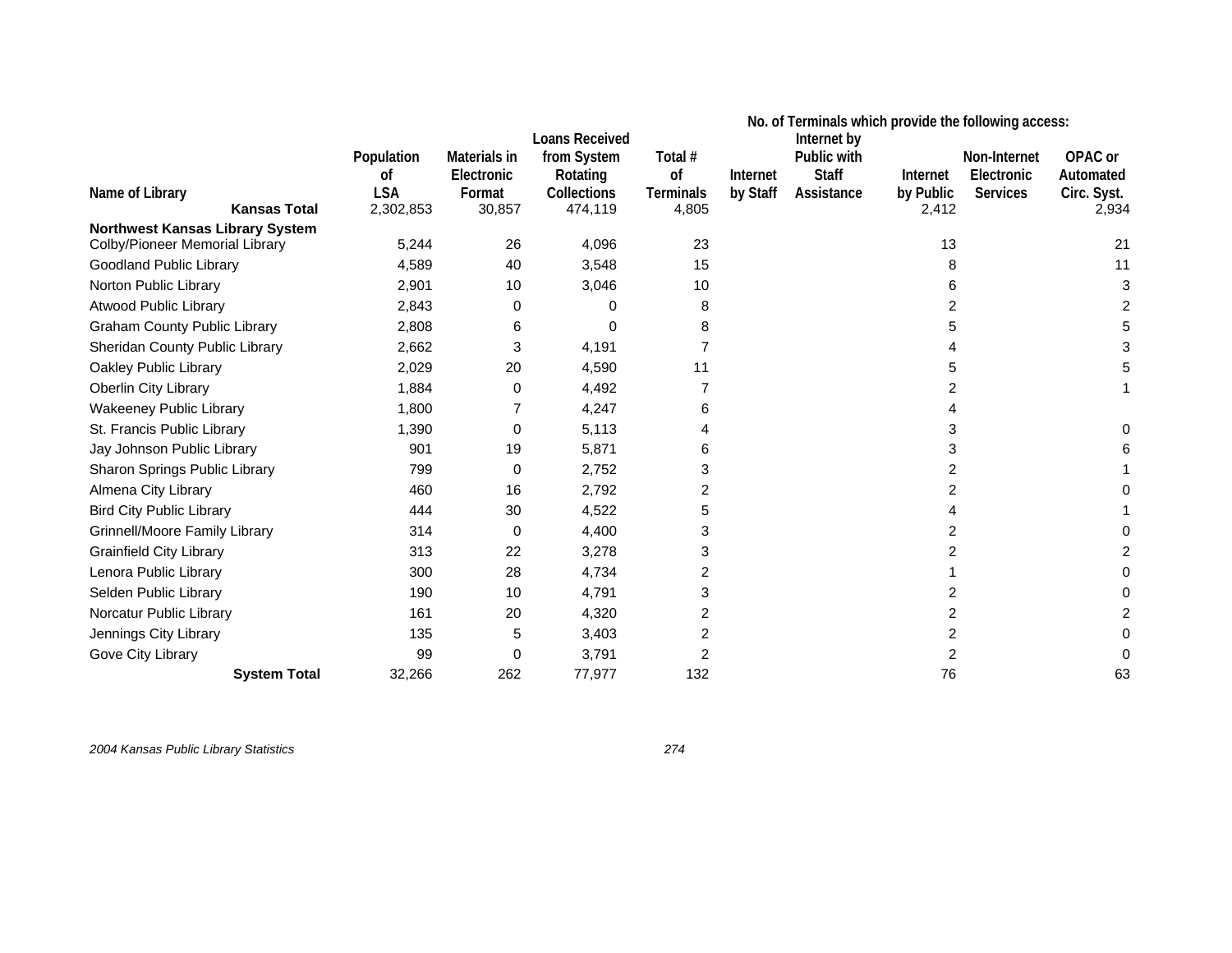| Name of Library | Population of LSA | Materials in Electronic Format | Loans Received from System Rotating Collections | Total # of Terminals | No. of Terminals which provide the following access: Internet by Staff | Internet by Public with Staff Assistance | Internet by Public | Non-Internet Electronic Services | OPAC or Automated Circ. Syst. |
|---|---|---|---|---|---|---|---|---|---|
| **Kansas Total** | 2,302,853 | 30,857 | 474,119 | 4,805 | | | 2,412 | | 2,934 |
| **Northwest Kansas Library System** | | | | | | | | | |
| Colby/Pioneer Memorial Library | 5,244 | 26 | 4,096 | 23 | | | 13 | | 21 |
| Goodland Public Library | 4,589 | 40 | 3,548 | 15 | | | 8 | | 11 |
| Norton Public Library | 2,901 | 10 | 3,046 | 10 | | | 6 | | 3 |
| Atwood Public Library | 2,843 | 0 | 0 | 8 | | | 2 | | 2 |
| Graham County Public Library | 2,808 | 6 | 0 | 8 | | | 5 | | 5 |
| Sheridan County Public Library | 2,662 | 3 | 4,191 | 7 | | | 4 | | 3 |
| Oakley Public Library | 2,029 | 20 | 4,590 | 11 | | | 5 | | 5 |
| Oberlin City Library | 1,884 | 0 | 4,492 | 7 | | | 2 | | 1 |
| Wakeeney Public Library | 1,800 | 7 | 4,247 | 6 | | | 4 | | |
| St. Francis Public Library | 1,390 | 0 | 5,113 | 4 | | | 3 | | 0 |
| Jay Johnson Public Library | 901 | 19 | 5,871 | 6 | | | 3 | | 6 |
| Sharon Springs Public Library | 799 | 0 | 2,752 | 3 | | | 2 | | 1 |
| Almena City Library | 460 | 16 | 2,792 | 2 | | | 2 | | 0 |
| Bird City Public Library | 444 | 30 | 4,522 | 5 | | | 4 | | 1 |
| Grinnell/Moore Family Library | 314 | 0 | 4,400 | 3 | | | 2 | | 0 |
| Grainfield City Library | 313 | 22 | 3,278 | 3 | | | 2 | | 2 |
| Lenora Public Library | 300 | 28 | 4,734 | 2 | | | 1 | | 0 |
| Selden Public Library | 190 | 10 | 4,791 | 3 | | | 2 | | 0 |
| Norcatur Public Library | 161 | 20 | 4,320 | 2 | | | 2 | | 2 |
| Jennings City Library | 135 | 5 | 3,403 | 2 | | | 2 | | 0 |
| Gove City Library | 99 | 0 | 3,791 | 2 | | | 2 | | 0 |
| **System Total** | 32,266 | 262 | 77,977 | 132 | | | 76 | | 63 |

*2004 Kansas Public Library Statistics*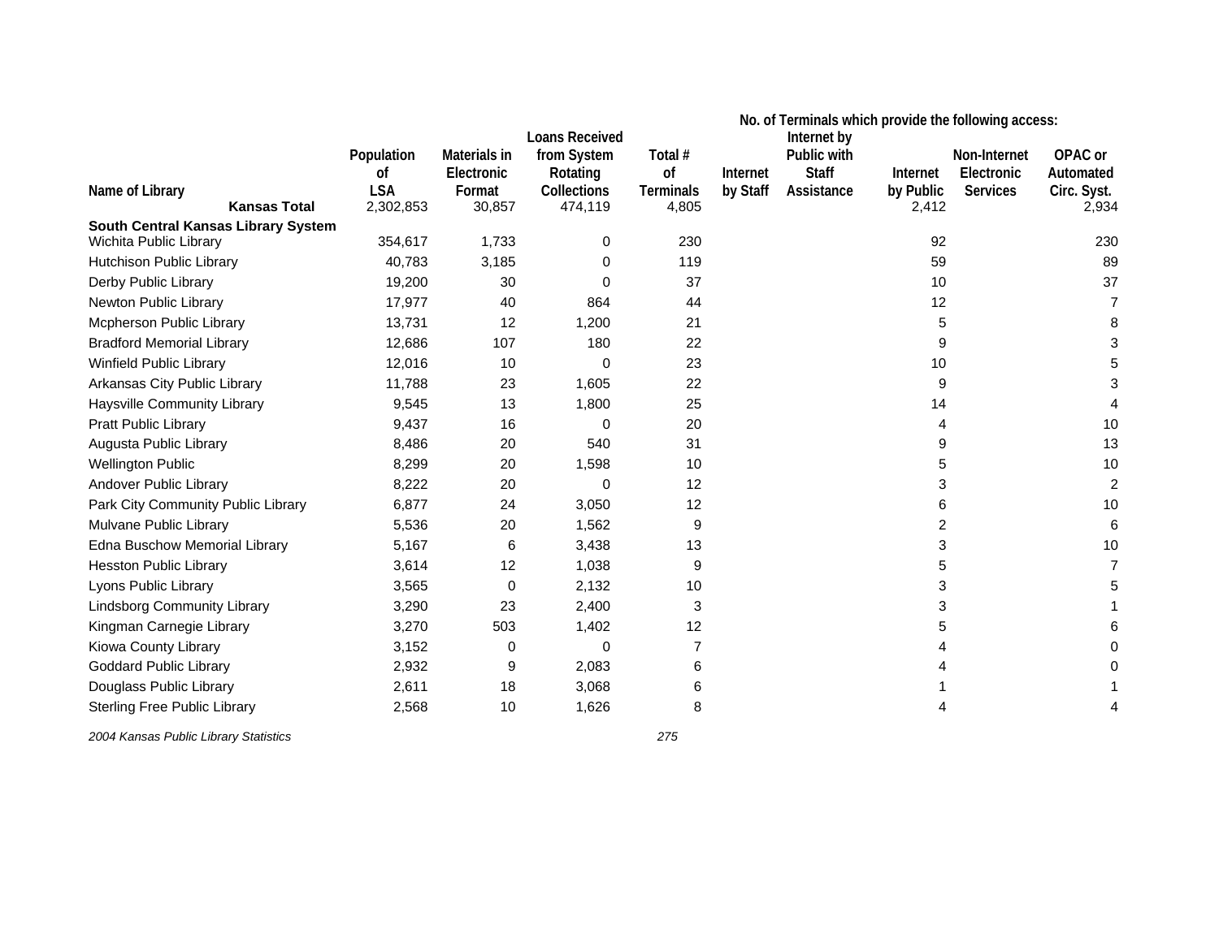| Name of Library | Population of LSA | Materials in Electronic Format | Loans Received from System Rotating Collections | Total # of Terminals | No. of Terminals which provide the following access: Internet by Staff | Internet by Public with Staff Assistance | Internet by Public | Non-Internet Electronic Services | OPAC or Automated Circ. Syst. |
|---|---|---|---|---|---|---|---|---|---|
| **Kansas Total** | 2,302,853 | 30,857 | 474,119 | 4,805 | | | 2,412 | | 2,934 |
| **South Central Kansas Library System** | | | | | | | | | |
| Wichita Public Library | 354,617 | 1,733 | 0 | 230 | | | 92 | | 230 |
| Hutchison Public Library | 40,783 | 3,185 | 0 | 119 | | | 59 | | 89 |
| Derby Public Library | 19,200 | 30 | 0 | 37 | | | 10 | | 37 |
| Newton Public Library | 17,977 | 40 | 864 | 44 | | | 12 | | 7 |
| Mcpherson Public Library | 13,731 | 12 | 1,200 | 21 | | | 5 | | 8 |
| Bradford Memorial Library | 12,686 | 107 | 180 | 22 | | | 9 | | 3 |
| Winfield Public Library | 12,016 | 10 | 0 | 23 | | | 10 | | 5 |
| Arkansas City Public Library | 11,788 | 23 | 1,605 | 22 | | | 9 | | 3 |
| Haysville Community Library | 9,545 | 13 | 1,800 | 25 | | | 14 | | 4 |
| Pratt Public Library | 9,437 | 16 | 0 | 20 | | | 4 | | 10 |
| Augusta Public Library | 8,486 | 20 | 540 | 31 | | | 9 | | 13 |
| Wellington Public | 8,299 | 20 | 1,598 | 10 | | | 5 | | 10 |
| Andover Public Library | 8,222 | 20 | 0 | 12 | | | 3 | | 2 |
| Park City Community Public Library | 6,877 | 24 | 3,050 | 12 | | | 6 | | 10 |
| Mulvane Public Library | 5,536 | 20 | 1,562 | 9 | | | 2 | | 6 |
| Edna Buschow Memorial Library | 5,167 | 6 | 3,438 | 13 | | | 3 | | 10 |
| Hesston Public Library | 3,614 | 12 | 1,038 | 9 | | | 5 | | 7 |
| Lyons Public Library | 3,565 | 0 | 2,132 | 10 | | | 3 | | 5 |
| Lindsborg Community Library | 3,290 | 23 | 2,400 | 3 | | | 3 | | 1 |
| Kingman Carnegie Library | 3,270 | 503 | 1,402 | 12 | | | 5 | | 6 |
| Kiowa County Library | 3,152 | 0 | 0 | 7 | | | 4 | | 0 |
| Goddard Public Library | 2,932 | 9 | 2,083 | 6 | | | 4 | | 0 |
| Douglass Public Library | 2,611 | 18 | 3,068 | 6 | | | 1 | | 1 |
| Sterling Free Public Library | 2,568 | 10 | 1,626 | 8 | | | 4 | | 4 |

*2004 Kansas Public Library Statistics*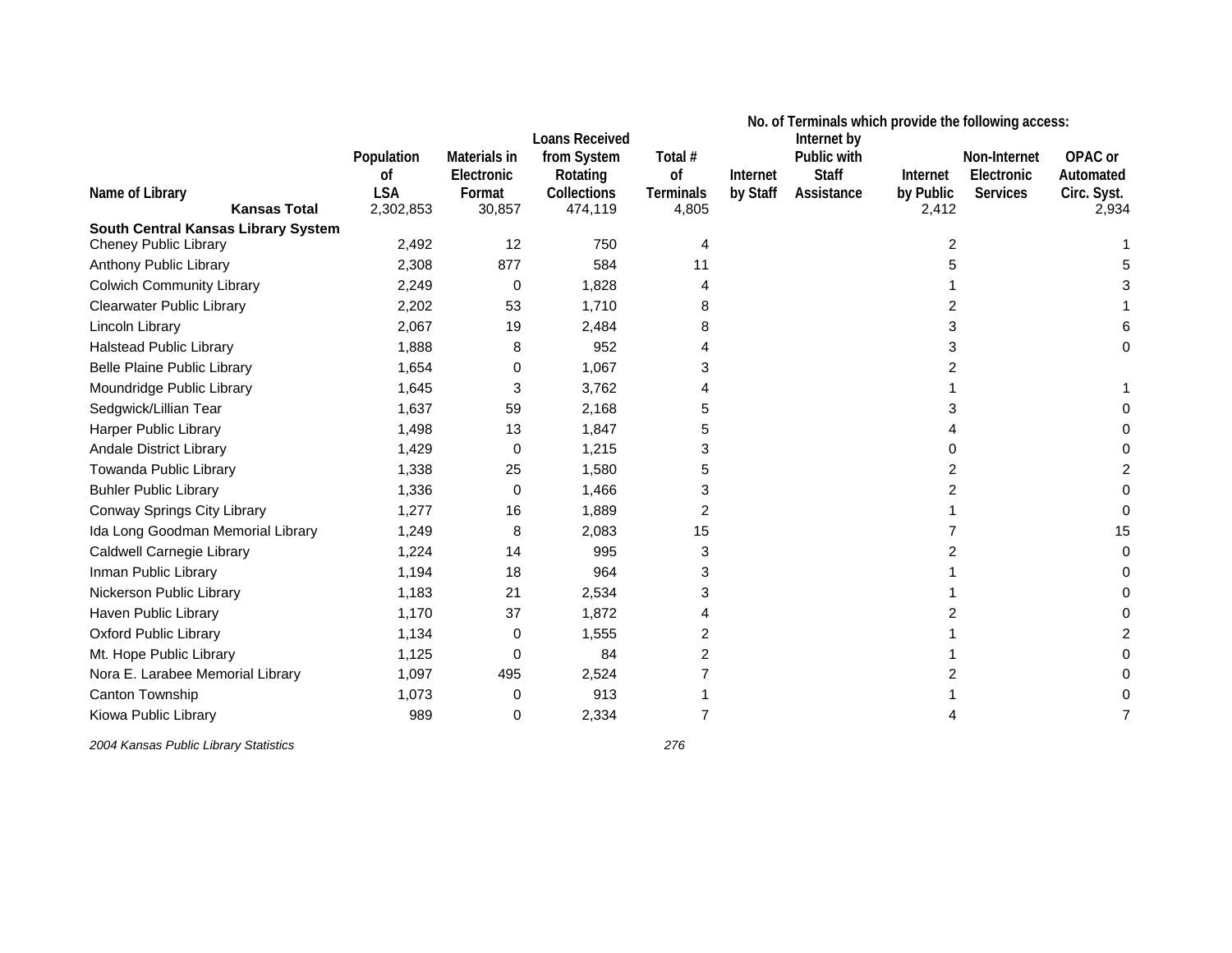| Name of Library | Population of LSA | Materials in Electronic Format | Loans Received from System Rotating Collections | Total # of Terminals | No. of Terminals which provide the following access: Internet by Staff | Internet by Public with Staff Assistance | Internet by Public | Non-Internet Electronic Services | OPAC or Automated Circ. Syst. |
|---|---|---|---|---|---|---|---|---|---|
| **Kansas Total** | 2,302,853 | 30,857 | 474,119 | 4,805 | | | 2,412 | | 2,934 |
| **South Central Kansas Library System** | | | | | | | | | |
| Cheney Public Library | 2,492 | 12 | 750 | 4 | | | 2 | | 1 |
| Anthony Public Library | 2,308 | 877 | 584 | 11 | | | 5 | | 5 |
| Colwich Community Library | 2,249 | 0 | 1,828 | 4 | | | 1 | | 3 |
| Clearwater Public Library | 2,202 | 53 | 1,710 | 8 | | | 2 | | 1 |
| Lincoln Library | 2,067 | 19 | 2,484 | 8 | | | 3 | | 6 |
| Halstead Public Library | 1,888 | 8 | 952 | 4 | | | 3 | | 0 |
| Belle Plaine Public Library | 1,654 | 0 | 1,067 | 3 | | | 2 | | |
| Moundridge Public Library | 1,645 | 3 | 3,762 | 4 | | | 1 | | 1 |
| Sedgwick/Lillian Tear | 1,637 | 59 | 2,168 | 5 | | | 3 | | 0 |
| Harper Public Library | 1,498 | 13 | 1,847 | 5 | | | 4 | | 0 |
| Andale District Library | 1,429 | 0 | 1,215 | 3 | | | 0 | | 0 |
| Towanda Public Library | 1,338 | 25 | 1,580 | 5 | | | 2 | | 2 |
| Buhler Public Library | 1,336 | 0 | 1,466 | 3 | | | 2 | | 0 |
| Conway Springs City Library | 1,277 | 16 | 1,889 | 2 | | | 1 | | 0 |
| Ida Long Goodman Memorial Library | 1,249 | 8 | 2,083 | 15 | | | 7 | | 15 |
| Caldwell Carnegie Library | 1,224 | 14 | 995 | 3 | | | 2 | | 0 |
| Inman Public Library | 1,194 | 18 | 964 | 3 | | | 1 | | 0 |
| Nickerson Public Library | 1,183 | 21 | 2,534 | 3 | | | 1 | | 0 |
| Haven Public Library | 1,170 | 37 | 1,872 | 4 | | | 2 | | 0 |
| Oxford Public Library | 1,134 | 0 | 1,555 | 2 | | | 1 | | 2 |
| Mt. Hope Public Library | 1,125 | 0 | 84 | 2 | | | 1 | | 0 |
| Nora E. Larabee Memorial Library | 1,097 | 495 | 2,524 | 7 | | | 2 | | 0 |
| Canton Township | 1,073 | 0 | 913 | 1 | | | 1 | | 0 |
| Kiowa Public Library | 989 | 0 | 2,334 | 7 | | | 4 | | 7 |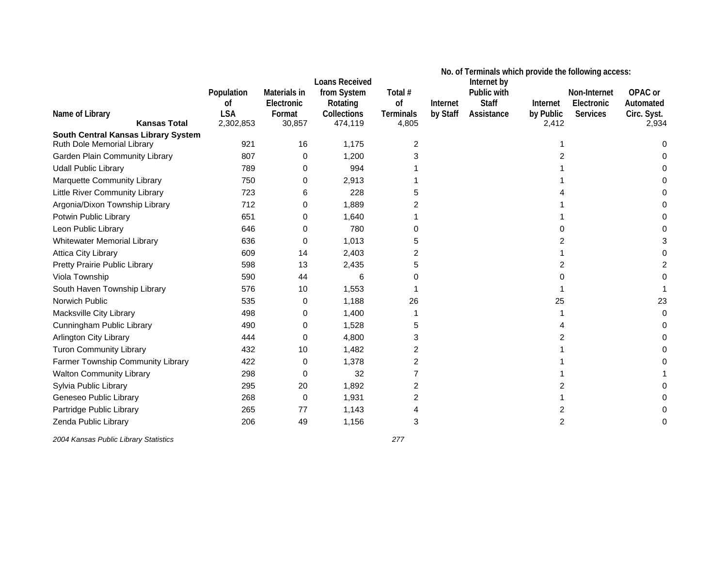| Name of Library | Population of LSA | Materials in Electronic Format | Loans Received from System Rotating Collections | Total # of Terminals | No. of Terminals which provide the following access: Internet by Staff | Internet by Public with Staff Assistance | Internet by Public | Non-Internet Electronic Services | OPAC or Automated Circ. Syst. |
|---|---|---|---|---|---|---|---|---|---|
| **Kansas Total** | 2,302,853 | 30,857 | 474,119 | 4,805 | | | 2,412 | | 2,934 |
| **South Central Kansas Library System** | | | | | | | | | |
| Ruth Dole Memorial Library | 921 | 16 | 1,175 | 2 | | | 1 | | 0 |
| Garden Plain Community Library | 807 | 0 | 1,200 | 3 | | | 2 | | 0 |
| Udall Public Library | 789 | 0 | 994 | 1 | | | 1 | | 0 |
| Marquette Community Library | 750 | 0 | 2,913 | 1 | | | 1 | | 0 |
| Little River Community Library | 723 | 6 | 228 | 5 | | | 4 | | 0 |
| Argonia/Dixon Township Library | 712 | 0 | 1,889 | 2 | | | 1 | | 0 |
| Potwin Public Library | 651 | 0 | 1,640 | 1 | | | 1 | | 0 |
| Leon Public Library | 646 | 0 | 780 | 0 | | | 0 | | 0 |
| Whitewater Memorial Library | 636 | 0 | 1,013 | 5 | | | 2 | | 3 |
| Attica City Library | 609 | 14 | 2,403 | 2 | | | 1 | | 0 |
| Pretty Prairie Public Library | 598 | 13 | 2,435 | 5 | | | 2 | | 2 |
| Viola Township | 590 | 44 | 6 | 0 | | | 0 | | 0 |
| South Haven Township Library | 576 | 10 | 1,553 | 1 | | | 1 | | 1 |
| Norwich Public | 535 | 0 | 1,188 | 26 | | | 25 | | 23 |
| Macksville City Library | 498 | 0 | 1,400 | 1 | | | 1 | | 0 |
| Cunningham Public Library | 490 | 0 | 1,528 | 5 | | | 4 | | 0 |
| Arlington City Library | 444 | 0 | 4,800 | 3 | | | 2 | | 0 |
| Turon Community Library | 432 | 10 | 1,482 | 2 | | | 1 | | 0 |
| Farmer Township Community Library | 422 | 0 | 1,378 | 2 | | | 1 | | 0 |
| Walton Community Library | 298 | 0 | 32 | 7 | | | 1 | | 1 |
| Sylvia Public Library | 295 | 20 | 1,892 | 2 | | | 2 | | 0 |
| Geneseo Public Library | 268 | 0 | 1,931 | 2 | | | 1 | | 0 |
| Partridge Public Library | 265 | 77 | 1,143 | 4 | | | 2 | | 0 |
| Zenda Public Library | 206 | 49 | 1,156 | 3 | | | 2 | | 0 |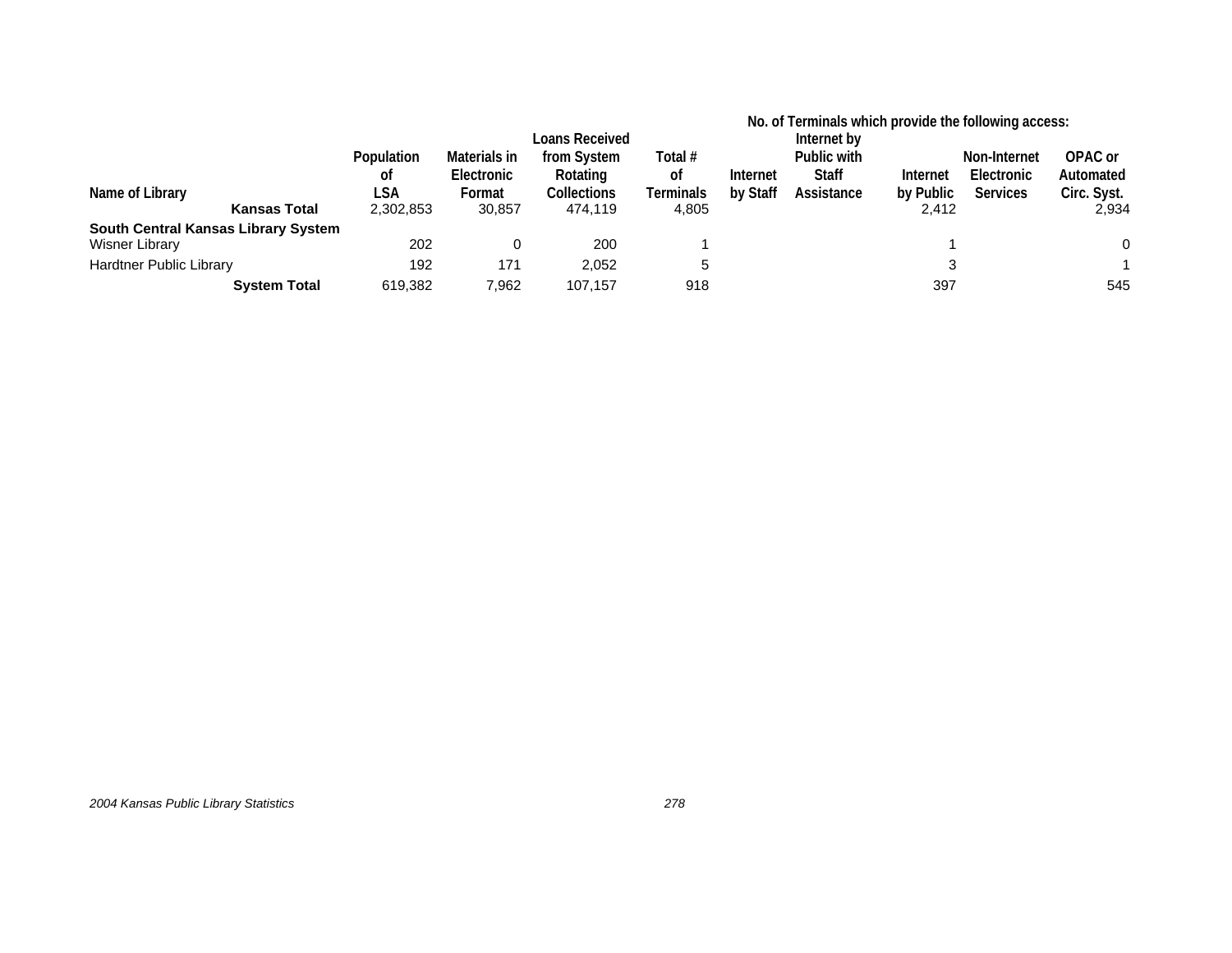| Name of Library | Population of LSA | Materials in Electronic Format | Loans Received from System Rotating Collections | Total # of Terminals | No. of Terminals which provide the following access: Internet by Staff | Internet by Public with Staff Assistance | Internet by Public | Non-Internet Electronic Services | OPAC or Automated Circ. Syst. |
|---|---|---|---|---|---|---|---|---|---|
| **Kansas Total** | 2,302,853 | 30,857 | 474,119 | 4,805 | | | 2,412 | | 2,934 |
| **South Central Kansas Library System** | | | | | | | | | |
| Wisner Library | 202 | 0 | 200 | 1 | | | 1 | | 0 |
| Hardtner Public Library | 192 | 171 | 2,052 | 5 | | | 3 | | 1 |
| **System Total** | 619,382 | 7,962 | 107,157 | 918 | | | 397 | | 545 |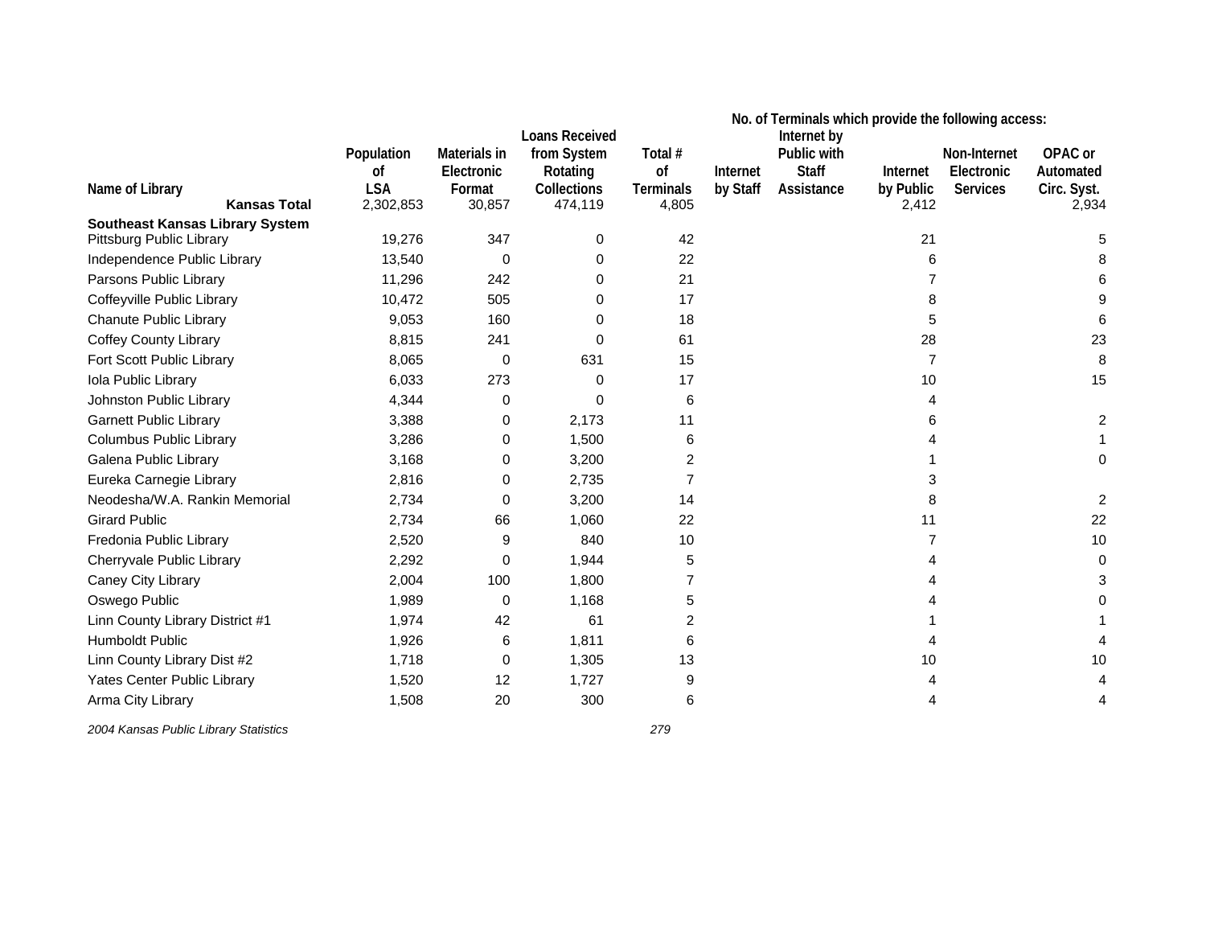| Name of Library | Population of LSA | Materials in Electronic Format | Loans Received from System Rotating Collections | Total # of Terminals | No. of Terminals which provide the following access: Internet by Staff | Internet by Public with Staff Assistance | Internet by Public | Non-Internet Electronic Services | OPAC or Automated Circ. Syst. |
|---|---|---|---|---|---|---|---|---|---|
| **Kansas Total** | 2,302,853 | 30,857 | 474,119 | 4,805 | | | 2,412 | | 2,934 |
| **Southeast Kansas Library System** | | | | | | | | | |
| Pittsburg Public Library | 19,276 | 347 | 0 | 42 | | | 21 | | 5 |
| Independence Public Library | 13,540 | 0 | 0 | 22 | | | 6 | | 8 |
| Parsons Public Library | 11,296 | 242 | 0 | 21 | | | 7 | | 6 |
| Coffeyville Public Library | 10,472 | 505 | 0 | 17 | | | 8 | | 9 |
| Chanute Public Library | 9,053 | 160 | 0 | 18 | | | 5 | | 6 |
| Coffey County Library | 8,815 | 241 | 0 | 61 | | | 28 | | 23 |
| Fort Scott Public Library | 8,065 | 0 | 631 | 15 | | | 7 | | 8 |
| Iola Public Library | 6,033 | 273 | 0 | 17 | | | 10 | | 15 |
| Johnston Public Library | 4,344 | 0 | 0 | 6 | | | 4 | | |
| Garnett Public Library | 3,388 | 0 | 2,173 | 11 | | | 6 | | 2 |
| Columbus Public Library | 3,286 | 0 | 1,500 | 6 | | | 4 | | 1 |
| Galena Public Library | 3,168 | 0 | 3,200 | 2 | | | 1 | | 0 |
| Eureka Carnegie Library | 2,816 | 0 | 2,735 | 7 | | | 3 | | |
| Neodesha/W.A. Rankin Memorial | 2,734 | 0 | 3,200 | 14 | | | 8 | | 2 |
| Girard Public | 2,734 | 66 | 1,060 | 22 | | | 11 | | 22 |
| Fredonia Public Library | 2,520 | 9 | 840 | 10 | | | 7 | | 10 |
| Cherryvale Public Library | 2,292 | 0 | 1,944 | 5 | | | 4 | | 0 |
| Caney City Library | 2,004 | 100 | 1,800 | 7 | | | 4 | | 3 |
| Oswego Public | 1,989 | 0 | 1,168 | 5 | | | 4 | | 0 |
| Linn County Library District #1 | 1,974 | 42 | 61 | 2 | | | 1 | | 1 |
| Humboldt Public | 1,926 | 6 | 1,811 | 6 | | | 4 | | 4 |
| Linn County Library Dist #2 | 1,718 | 0 | 1,305 | 13 | | | 10 | | 10 |
| Yates Center Public Library | 1,520 | 12 | 1,727 | 9 | | | 4 | | 4 |
| Arma City Library | 1,508 | 20 | 300 | 6 | | | 4 | | 4 |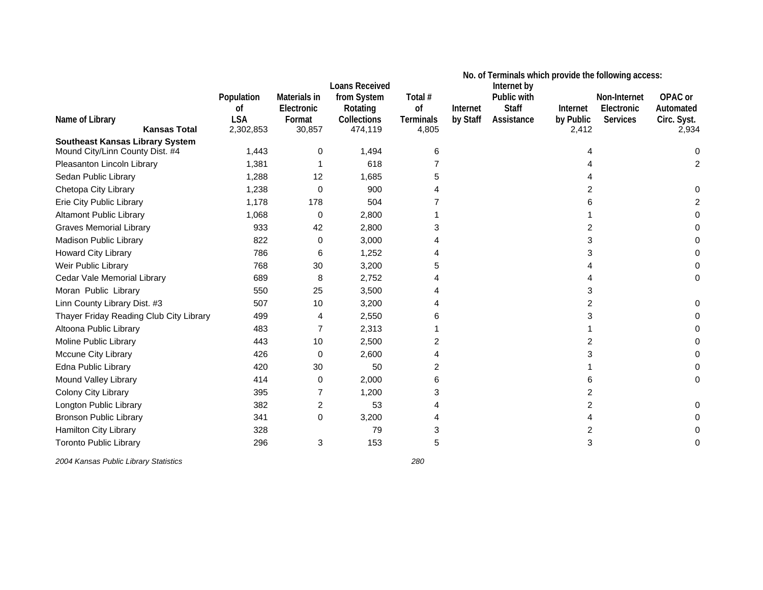| Name of Library | Population of LSA | Materials in Electronic Format | Loans Received from System Rotating Collections | Total # of Terminals | No. of Terminals which provide the following access: Internet by Staff | Internet by Public with Staff Assistance | Internet by Public | Non-Internet Electronic Services | OPAC or Automated Circ. Syst. |
|---|---|---|---|---|---|---|---|---|---|
| **Kansas Total** | 2,302,853 | 30,857 | 474,119 | 4,805 | | | 2,412 | | 2,934 |
| **Southeast Kansas Library System** | | | | | | | | | |
| Mound City/Linn County Dist. #4 | 1,443 | 0 | 1,494 | 6 | | | 4 | | 0 |
| Pleasanton Lincoln Library | 1,381 | 1 | 618 | 7 | | | 4 | | 2 |
| Sedan Public Library | 1,288 | 12 | 1,685 | 5 | | | 4 | | |
| Chetopa City Library | 1,238 | 0 | 900 | 4 | | | 2 | | 0 |
| Erie City Public Library | 1,178 | 178 | 504 | 7 | | | 6 | | 2 |
| Altamont Public Library | 1,068 | 0 | 2,800 | 1 | | | 1 | | 0 |
| Graves Memorial Library | 933 | 42 | 2,800 | 3 | | | 2 | | 0 |
| Madison Public Library | 822 | 0 | 3,000 | 4 | | | 3 | | 0 |
| Howard City Library | 786 | 6 | 1,252 | 4 | | | 3 | | 0 |
| Weir Public Library | 768 | 30 | 3,200 | 5 | | | 4 | | 0 |
| Cedar Vale Memorial Library | 689 | 8 | 2,752 | 4 | | | 4 | | 0 |
| Moran Public Library | 550 | 25 | 3,500 | 4 | | | 3 | | |
| Linn County Library Dist. #3 | 507 | 10 | 3,200 | 4 | | | 2 | | 0 |
| Thayer Friday Reading Club City Library | 499 | 4 | 2,550 | 6 | | | 3 | | 0 |
| Altoona Public Library | 483 | 7 | 2,313 | 1 | | | 1 | | 0 |
| Moline Public Library | 443 | 10 | 2,500 | 2 | | | 2 | | 0 |
| Mccune City Library | 426 | 0 | 2,600 | 4 | | | 3 | | 0 |
| Edna Public Library | 420 | 30 | 50 | 2 | | | 1 | | 0 |
| Mound Valley Library | 414 | 0 | 2,000 | 6 | | | 6 | | 0 |
| Colony City Library | 395 | 7 | 1,200 | 3 | | | 2 | | |
| Longton Public Library | 382 | 2 | 53 | 4 | | | 2 | | 0 |
| Bronson Public Library | 341 | 0 | 3,200 | 4 | | | 4 | | 0 |
| Hamilton City Library | 328 | | 79 | 3 | | | 2 | | 0 |
| Toronto Public Library | 296 | 3 | 153 | 5 | | | 3 | | 0 |

*2004 Kansas Public Library Statistics*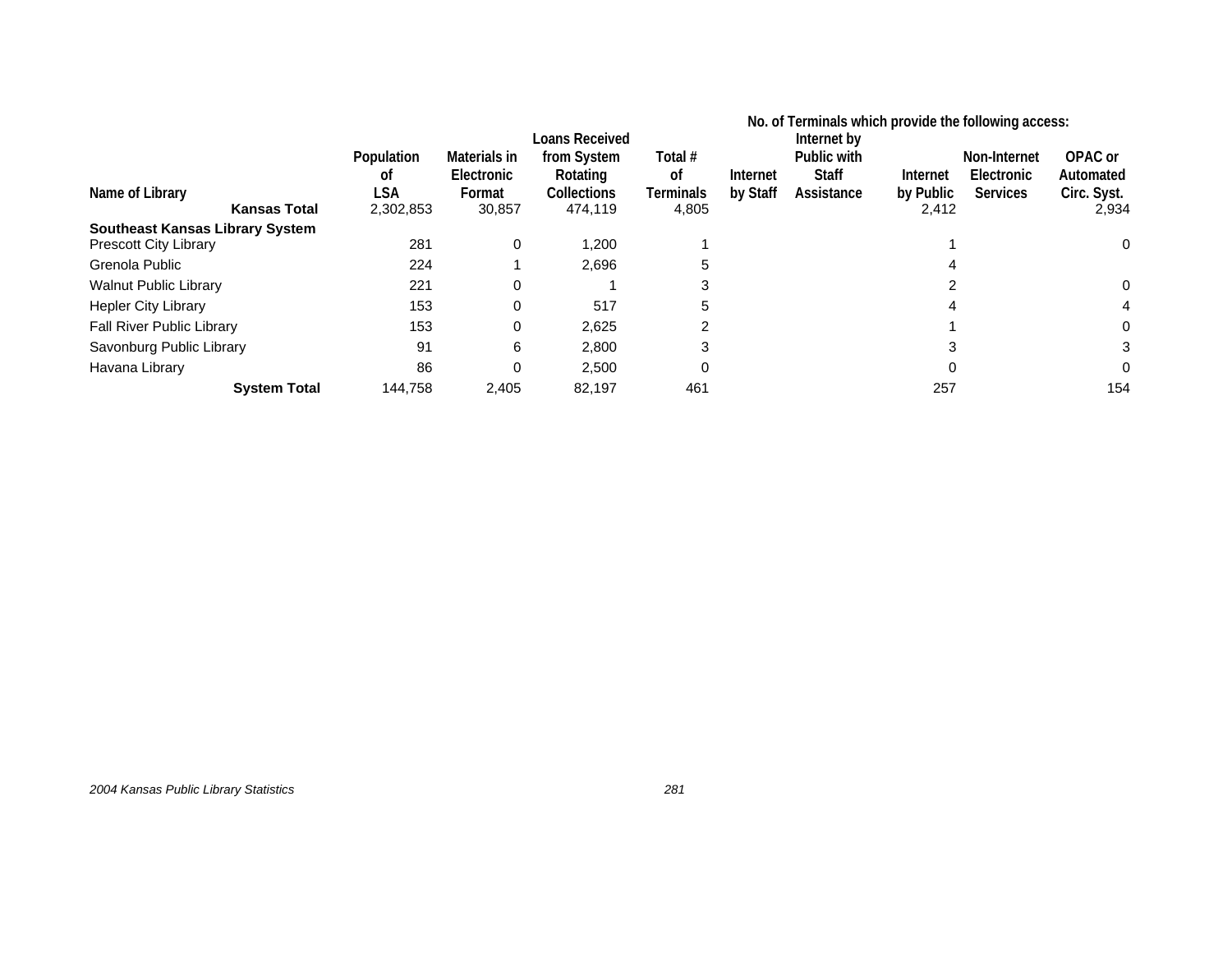| Name of Library | Population of LSA | Materials in Electronic Format | Loans Received from System Rotating Collections | Total # of Terminals | No. of Terminals which provide the following access: Internet by Staff | Internet by Public with Staff Assistance | Internet by Public | Non-Internet Electronic Services | OPAC or Automated Circ. Syst. |
|---|---|---|---|---|---|---|---|---|---|
| **Kansas Total** | 2,302,853 | 30,857 | 474,119 | 4,805 | | | 2,412 | | 2,934 |
| **Southeast Kansas Library System** | | | | | | | | | |
| Prescott City Library | 281 | 0 | 1,200 | 1 | | | 1 | | 0 |
| Grenola Public | 224 | 1 | 2,696 | 5 | | | 4 | | |
| Walnut Public Library | 221 | 0 | 1 | 3 | | | 2 | | 0 |
| Hepler City Library | 153 | 0 | 517 | 5 | | | 4 | | 4 |
| Fall River Public Library | 153 | 0 | 2,625 | 2 | | | 1 | | 0 |
| Savonburg Public Library | 91 | 6 | 2,800 | 3 | | | 3 | | 3 |
| Havana Library | 86 | 0 | 2,500 | 0 | | | 0 | | 0 |
| **System Total** | 144,758 | 2,405 | 82,197 | 461 | | | 257 | | 154 |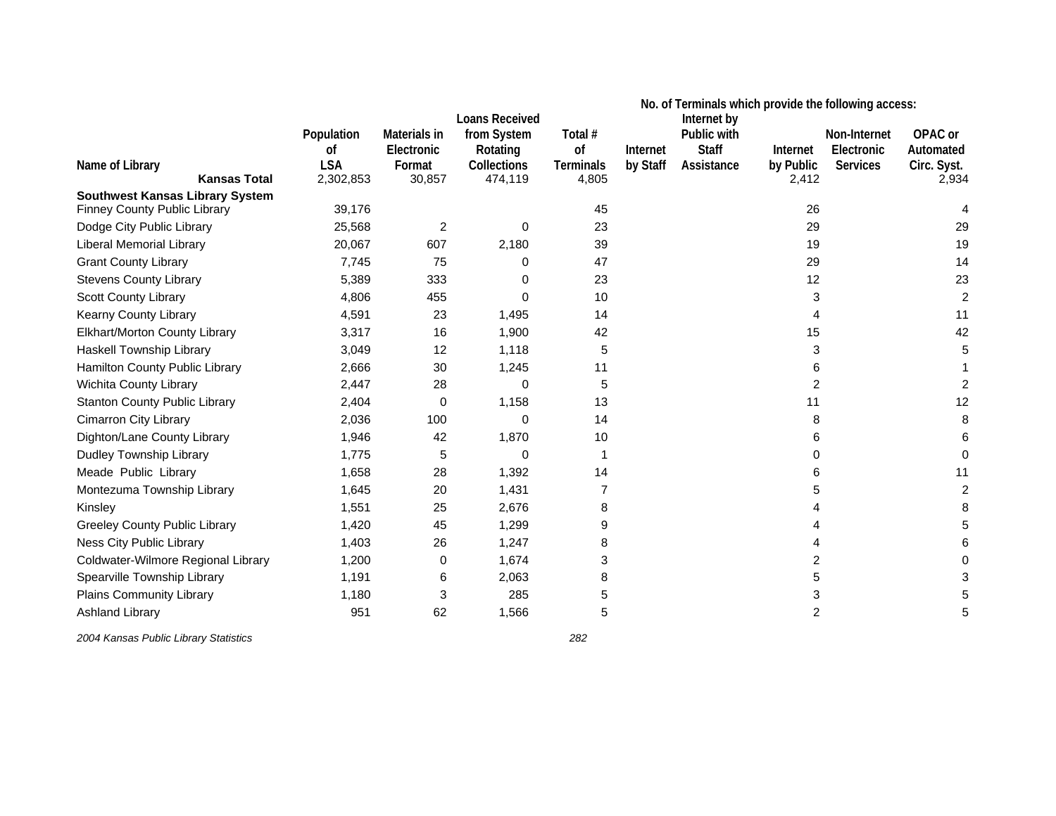| Name of Library | Population of LSA | Materials in Electronic Format | Loans Received from System Rotating Collections | Total # of Terminals | No. of Terminals which provide the following access: Internet by Staff | Internet by Public with Staff Assistance | Internet by Public | Non-Internet Electronic Services | OPAC or Automated Circ. Syst. |
|---|---|---|---|---|---|---|---|---|---|
| **Kansas Total** | 2,302,853 | 30,857 | 474,119 | 4,805 | | | 2,412 | | 2,934 |
| **Southwest Kansas Library System** | | | | | | | | | |
| Finney County Public Library | 39,176 | | | 45 | | | 26 | | 4 |
| Dodge City Public Library | 25,568 | 2 | 0 | 23 | | | 29 | | 29 |
| Liberal Memorial Library | 20,067 | 607 | 2,180 | 39 | | | 19 | | 19 |
| Grant County Library | 7,745 | 75 | 0 | 47 | | | 29 | | 14 |
| Stevens County Library | 5,389 | 333 | 0 | 23 | | | 12 | | 23 |
| Scott County Library | 4,806 | 455 | 0 | 10 | | | 3 | | 2 |
| Kearny County Library | 4,591 | 23 | 1,495 | 14 | | | 4 | | 11 |
| Elkhart/Morton County Library | 3,317 | 16 | 1,900 | 42 | | | 15 | | 42 |
| Haskell Township Library | 3,049 | 12 | 1,118 | 5 | | | 3 | | 5 |
| Hamilton County Public Library | 2,666 | 30 | 1,245 | 11 | | | 6 | | 1 |
| Wichita County Library | 2,447 | 28 | 0 | 5 | | | 2 | | 2 |
| Stanton County Public Library | 2,404 | 0 | 1,158 | 13 | | | 11 | | 12 |
| Cimarron City Library | 2,036 | 100 | 0 | 14 | | | 8 | | 8 |
| Dighton/Lane County Library | 1,946 | 42 | 1,870 | 10 | | | 6 | | 6 |
| Dudley Township Library | 1,775 | 5 | 0 | 1 | | | 0 | | 0 |
| Meade Public Library | 1,658 | 28 | 1,392 | 14 | | | 6 | | 11 |
| Montezuma Township Library | 1,645 | 20 | 1,431 | 7 | | | 5 | | 2 |
| Kinsley | 1,551 | 25 | 2,676 | 8 | | | 4 | | 8 |
| Greeley County Public Library | 1,420 | 45 | 1,299 | 9 | | | 4 | | 5 |
| Ness City Public Library | 1,403 | 26 | 1,247 | 8 | | | 4 | | 6 |
| Coldwater-Wilmore Regional Library | 1,200 | 0 | 1,674 | 3 | | | 2 | | 0 |
| Spearville Township Library | 1,191 | 6 | 2,063 | 8 | | | 5 | | 3 |
| Plains Community Library | 1,180 | 3 | 285 | 5 | | | 3 | | 5 |
| Ashland Library | 951 | 62 | 1,566 | 5 | | | 2 | | 5 |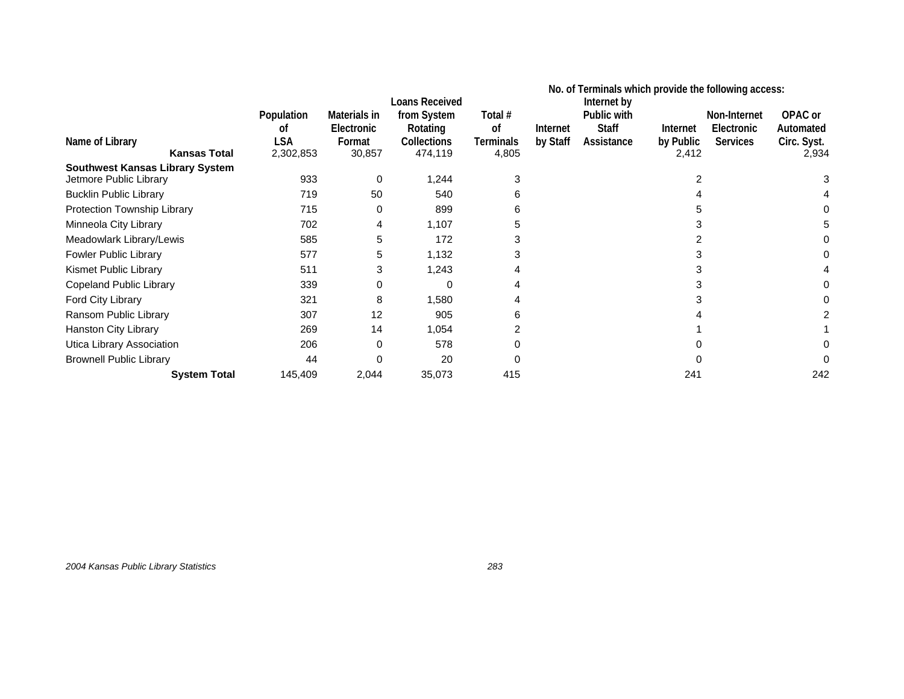| Name of Library | Population of LSA | Materials in Electronic Format | Loans Received from System Rotating Collections | Total # of Terminals | No. of Terminals which provide the following access: Internet by Staff | Internet by Public with Staff Assistance | Internet by Public | Non-Internet Electronic Services | OPAC or Automated Circ. Syst. |
|---|---|---|---|---|---|---|---|---|---|
| **Kansas Total** | 2,302,853 | 30,857 | 474,119 | 4,805 | | | 2,412 | | 2,934 |
| **Southwest Kansas Library System** | | | | | | | | | |
| Jetmore Public Library | 933 | 0 | 1,244 | 3 | | | 2 | | 3 |
| Bucklin Public Library | 719 | 50 | 540 | 6 | | | 4 | | 4 |
| Protection Township Library | 715 | 0 | 899 | 6 | | | 5 | | 0 |
| Minneola City Library | 702 | 4 | 1,107 | 5 | | | 3 | | 5 |
| Meadowlark Library/Lewis | 585 | 5 | 172 | 3 | | | 2 | | 0 |
| Fowler Public Library | 577 | 5 | 1,132 | 3 | | | 3 | | 0 |
| Kismet Public Library | 511 | 3 | 1,243 | 4 | | | 3 | | 4 |
| Copeland Public Library | 339 | 0 | 0 | 4 | | | 3 | | 0 |
| Ford City Library | 321 | 8 | 1,580 | 4 | | | 3 | | 0 |
| Ransom Public Library | 307 | 12 | 905 | 6 | | | 4 | | 2 |
| Hanston City Library | 269 | 14 | 1,054 | 2 | | | 1 | | 1 |
| Utica Library Association | 206 | 0 | 578 | 0 | | | 0 | | 0 |
| Brownell Public Library | 44 | 0 | 20 | 0 | | | 0 | | 0 |
| **System Total** | 145,409 | 2,044 | 35,073 | 415 | | | 241 | | 242 |

*2004 Kansas Public Library Statistics*